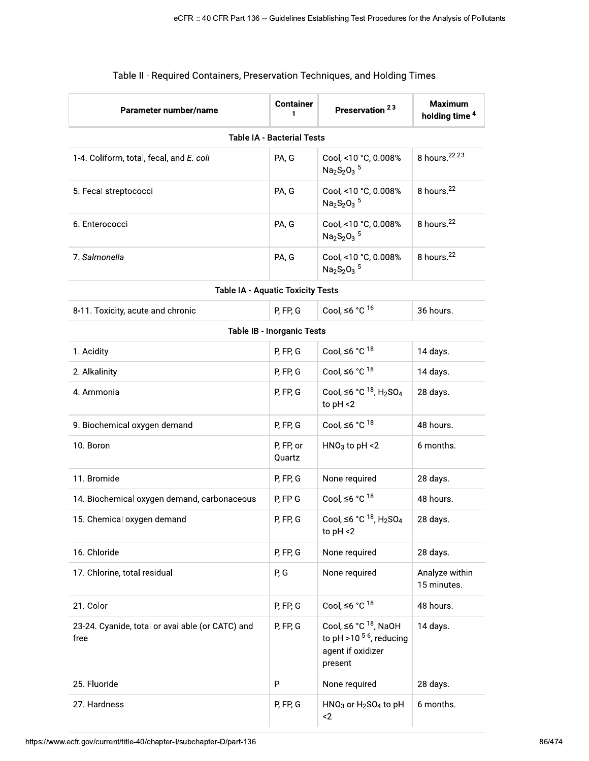## Table II - Required Containers, Preservation Techniques, and Holding Times

| Parameter number/name | Container [1] | Preservation [2] [3] | Maximum holding time [4] |
|---|---|---|---|
| **Table IA - Bacterial Tests** | | | |
| 1-4. Coliform, total, fecal, and *E. coli* | PA, G | Cool, <10 °C, 0.008% $Na_2S_2O_3$ [5] | 8 hours.[22] [23] |
| 5. Fecal streptococci | PA, G | Cool, <10 °C, 0.008% $Na_2S_2O_3$ [5] | 8 hours.[22] |
| 6. Enterococci | PA, G | Cool, <10 °C, 0.008% $Na_2S_2O_3$ [5] | 8 hours.[22] |
| 7. *Salmonella* | PA, G | Cool, <10 °C, 0.008% $Na_2S_2O_3$ [5] | 8 hours.[22] |
| **Table IA - Aquatic Toxicity Tests** | | | |
| 8-11. Toxicity, acute and chronic | P, FP, G | Cool, ≤6 °C [16] | 36 hours. |
| **Table IB - Inorganic Tests** | | | |
| 1. Acidity | P, FP, G | Cool, ≤6 °C [18] | 14 days. |
| 2. Alkalinity | P, FP, G | Cool, ≤6 °C [18] | 14 days. |
| 4. Ammonia | P, FP, G | Cool, ≤6 °C [18], $H_2SO_4$ to pH <2 | 28 days. |
| 9. Biochemical oxygen demand | P, FP, G | Cool, ≤6 °C [18] | 48 hours. |
| 10. Boron | P, FP, or Quartz | $HNO_3$ to pH <2 | 6 months. |
| 11. Bromide | P, FP, G | None required | 28 days. |
| 14. Biochemical oxygen demand, carbonaceous | P, FP G | Cool, ≤6 °C [18] | 48 hours. |
| 15. Chemical oxygen demand | P, FP, G | Cool, ≤6 °C [18], $H_2SO_4$ to pH <2 | 28 days. |
| 16. Chloride | P, FP, G | None required | 28 days. |
| 17. Chlorine, total residual | P, G | None required | Analyze within 15 minutes. |
| 21. Color | P, FP, G | Cool, ≤6 °C [18] | 48 hours. |
| 23-24. Cyanide, total or available (or CATC) and free | P, FP, G | Cool, ≤6 °C [18], NaOH to pH >10 [5] [6], reducing agent if oxidizer present | 14 days. |
| 25. Fluoride | P | None required | 28 days. |
| 27. Hardness | P, FP, G | $HNO_3$ or $H_2SO_4$ to pH <2 | 6 months. |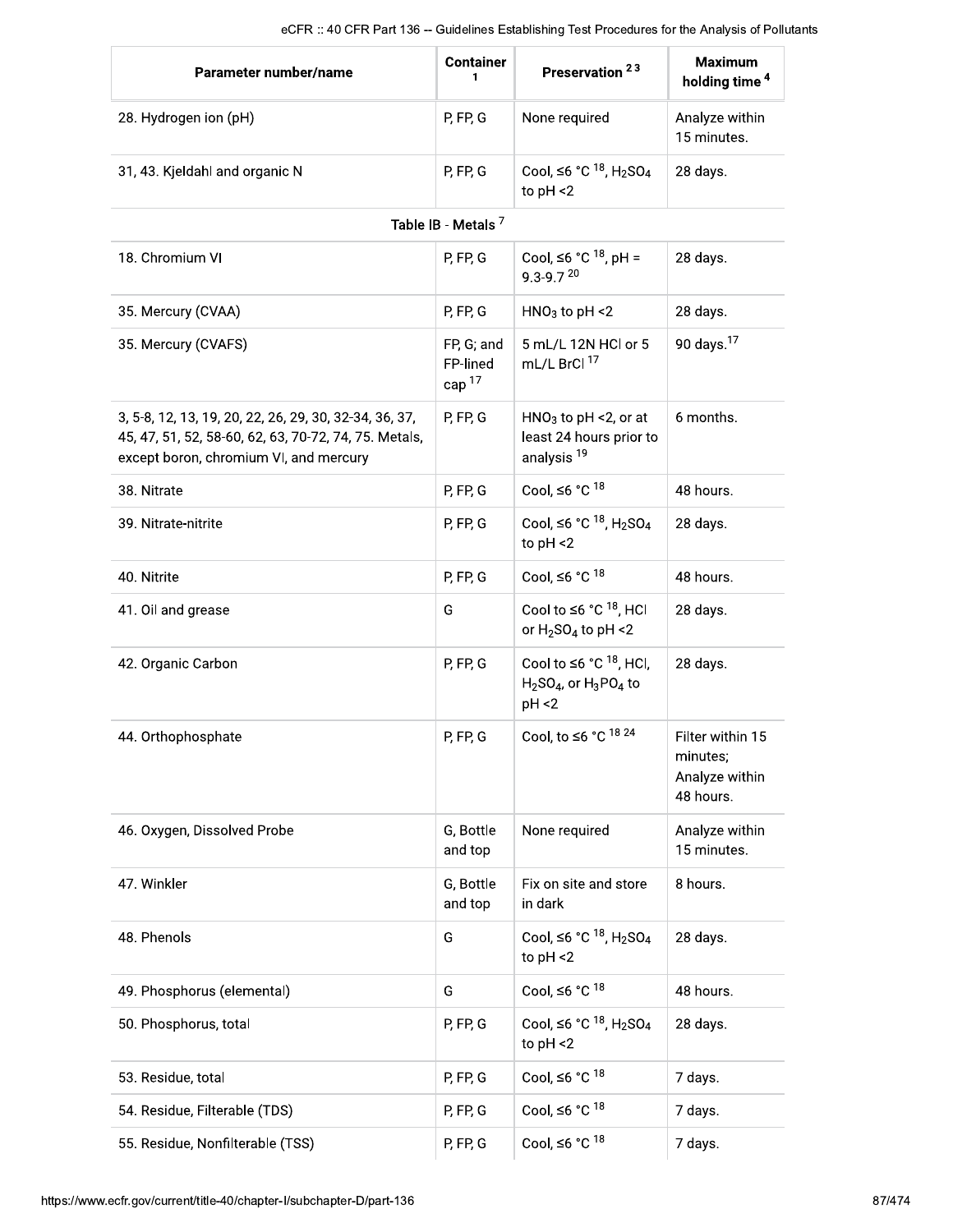| Parameter number/name | Container [1] | Preservation [2 3] | Maximum holding time [4] |
|---|---|---|---|
| 28. Hydrogen ion (pH) | P, FP, G | None required | Analyze within 15 minutes. |
| 31, 43. Kjeldahl and organic N | P, FP, G | Cool, ≤6 °C [18], $H_2SO_4$ to pH <2 | 28 days. |
| Table IB - Metals [7] | | | |
| 18. Chromium VI | P, FP, G | Cool, ≤6 °C [18], pH = 9.3-9.7 [20] | 28 days. |
| 35. Mercury (CVAA) | P, FP, G | $HNO_3$ to pH <2 | 28 days. |
| 35. Mercury (CVAFS) | FP, G; and FP-lined cap [17] | 5 mL/L 12N HCl or 5 mL/L BrCl [17] | 90 days.[17] |
| 3, 5-8, 12, 13, 19, 20, 22, 26, 29, 30, 32-34, 36, 37, 45, 47, 51, 52, 58-60, 62, 63, 70-72, 74, 75. Metals, except boron, chromium VI, and mercury | P, FP, G | $HNO_3$ to pH <2, or at least 24 hours prior to analysis [19] | 6 months. |
| 38. Nitrate | P, FP, G | Cool, ≤6 °C [18] | 48 hours. |
| 39. Nitrate-nitrite | P, FP, G | Cool, ≤6 °C [18], $H_2SO_4$ to pH <2 | 28 days. |
| 40. Nitrite | P, FP, G | Cool, ≤6 °C [18] | 48 hours. |
| 41. Oil and grease | G | Cool to ≤6 °C [18], HCl or $H_2SO_4$ to pH <2 | 28 days. |
| 42. Organic Carbon | P, FP, G | Cool to ≤6 °C [18], HCl, $H_2SO_4$, or $H_3PO_4$ to pH <2 | 28 days. |
| 44. Orthophosphate | P, FP, G | Cool, to ≤6 °C [18 24] | Filter within 15 minutes; Analyze within 48 hours. |
| 46. Oxygen, Dissolved Probe | G, Bottle and top | None required | Analyze within 15 minutes. |
| 47. Winkler | G, Bottle and top | Fix on site and store in dark | 8 hours. |
| 48. Phenols | G | Cool, ≤6 °C [18], $H_2SO_4$ to pH <2 | 28 days. |
| 49. Phosphorus (elemental) | G | Cool, ≤6 °C [18] | 48 hours. |
| 50. Phosphorus, total | P, FP, G | Cool, ≤6 °C [18], $H_2SO_4$ to pH <2 | 28 days. |
| 53. Residue, total | P, FP, G | Cool, ≤6 °C [18] | 7 days. |
| 54. Residue, Filterable (TDS) | P, FP, G | Cool, ≤6 °C [18] | 7 days. |
| 55. Residue, Nonfilterable (TSS) | P, FP, G | Cool, ≤6 °C [18] | 7 days. |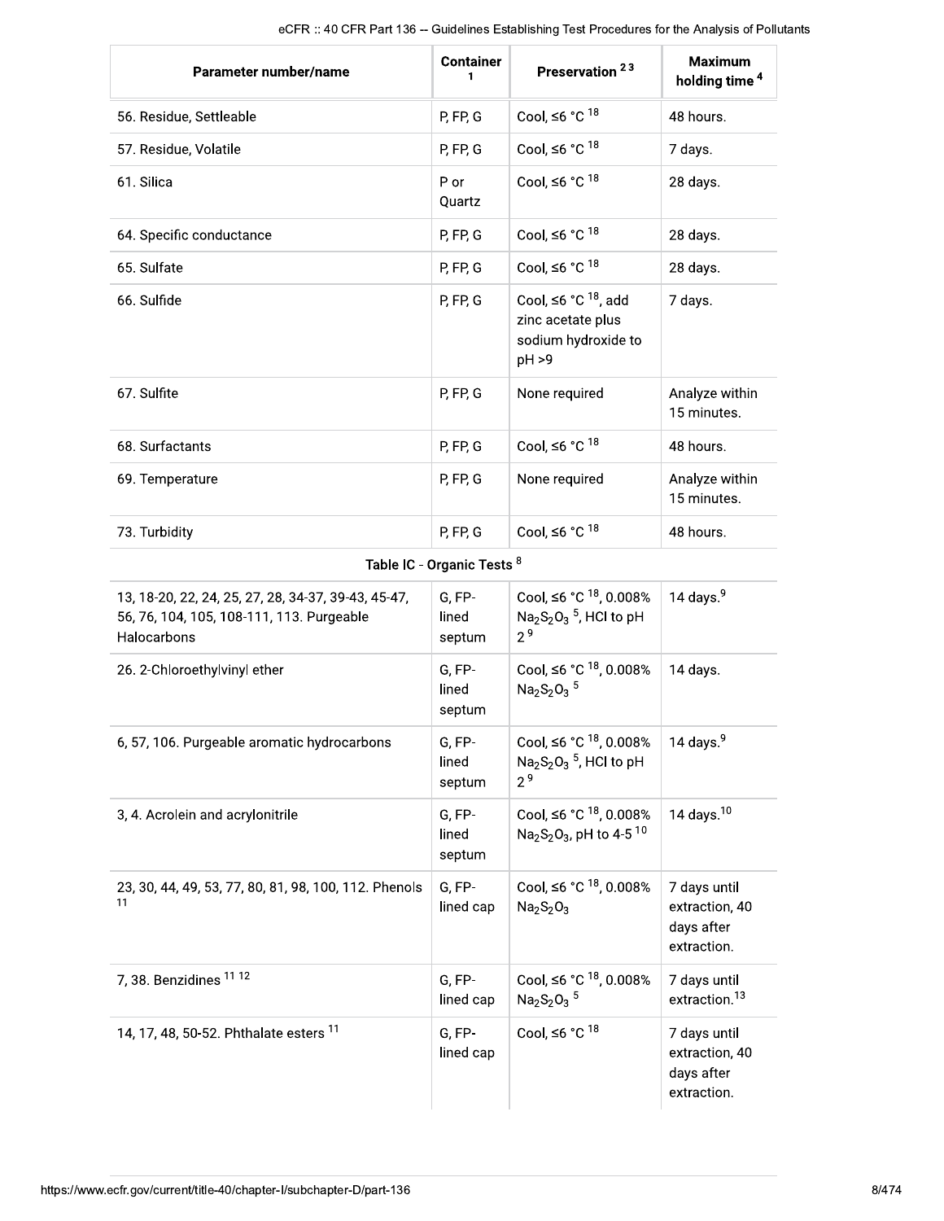| Parameter number/name | Container [1] | Preservation [2,3] | Maximum holding time [4] |
|---|---|---|---|
| 56. Residue, Settleable | P, FP, G | Cool, ≤6 °C [18] | 48 hours. |
| 57. Residue, Volatile | P, FP, G | Cool, ≤6 °C [18] | 7 days. |
| 61. Silica | P or Quartz | Cool, ≤6 °C [18] | 28 days. |
| 64. Specific conductance | P, FP, G | Cool, ≤6 °C [18] | 28 days. |
| 65. Sulfate | P, FP, G | Cool, ≤6 °C [18] | 28 days. |
| 66. Sulfide | P, FP, G | Cool, ≤6 °C [18], add zinc acetate plus sodium hydroxide to pH >9 | 7 days. |
| 67. Sulfite | P, FP, G | None required | Analyze within 15 minutes. |
| 68. Surfactants | P, FP, G | Cool, ≤6 °C [18] | 48 hours. |
| 69. Temperature | P, FP, G | None required | Analyze within 15 minutes. |
| 73. Turbidity | P, FP, G | Cool, ≤6 °C [18] | 48 hours. |
| **Table IC - Organic Tests [8]** | | | |
| 13, 18-20, 22, 24, 25, 27, 28, 34-37, 39-43, 45-47, 56, 76, 104, 105, 108-111, 113. Purgeable Halocarbons | G, FP-lined septum | Cool, ≤6 °C [18], 0.008% $Na_2S_2O_3$ [5], HCl to pH 2 [9] | 14 days.[9] |
| 26. 2-Chloroethylvinyl ether | G, FP-lined septum | Cool, ≤6 °C [18], 0.008% $Na_2S_2O_3$ [5] | 14 days. |
| 6, 57, 106. Purgeable aromatic hydrocarbons | G, FP-lined septum | Cool, ≤6 °C [18], 0.008% $Na_2S_2O_3$ [5], HCl to pH 2 [9] | 14 days.[9] |
| 3, 4. Acrolein and acrylonitrile | G, FP-lined septum | Cool, ≤6 °C [18], 0.008% $Na_2S_2O_3$, pH to 4-5 [10] | 14 days.[10] |
| 23, 30, 44, 49, 53, 77, 80, 81, 98, 100, 112. Phenols [11] | G, FP-lined cap | Cool, ≤6 °C [18], 0.008% $Na_2S_2O_3$ | 7 days until extraction, 40 days after extraction. |
| 7, 38. Benzidines [11,12] | G, FP-lined cap | Cool, ≤6 °C [18], 0.008% $Na_2S_2O_3$ [5] | 7 days until extraction.[13] |
| 14, 17, 48, 50-52. Phthalate esters [11] | G, FP-lined cap | Cool, ≤6 °C [18] | 7 days until extraction, 40 days after extraction. |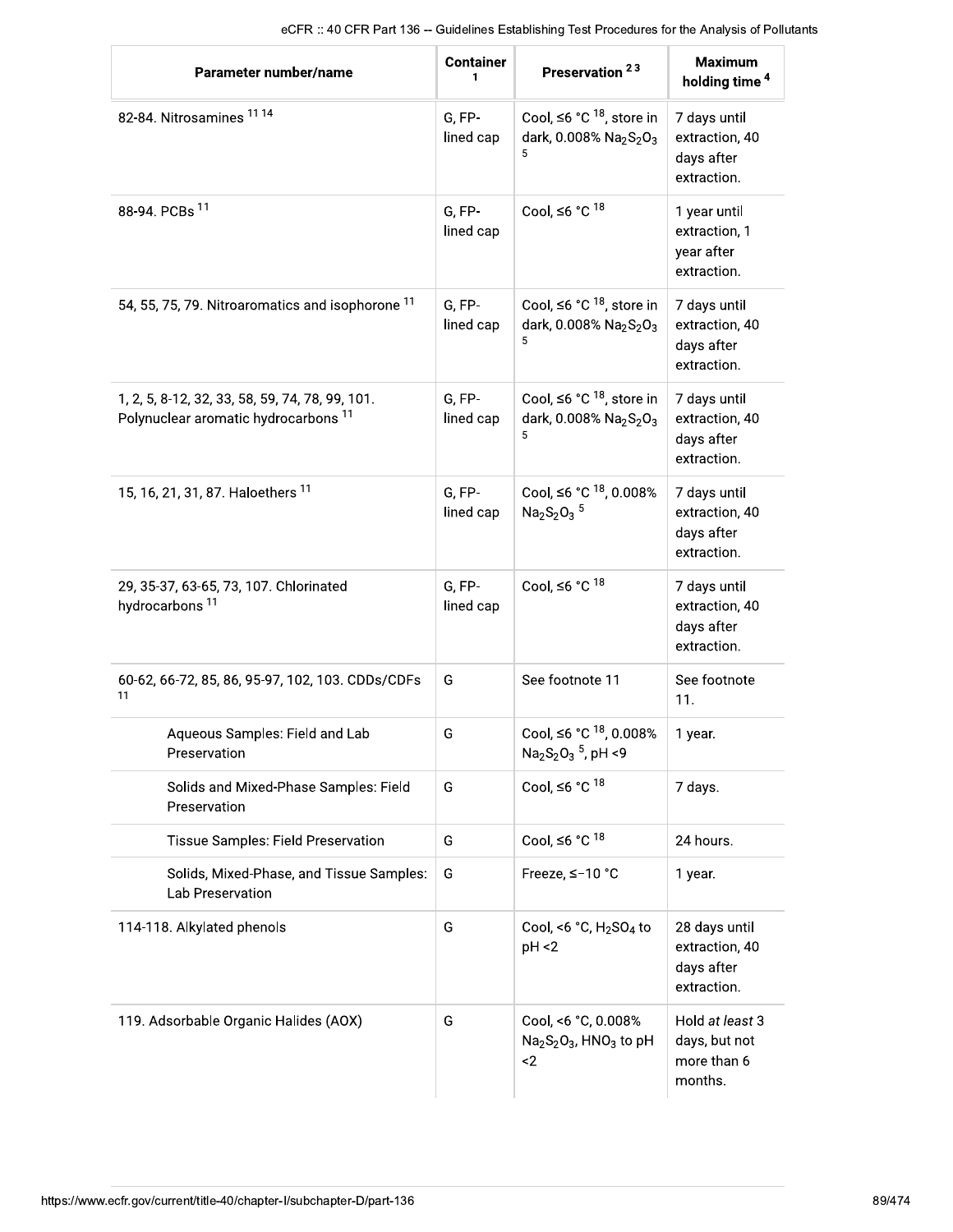| Parameter number/name | Container [1] | Preservation [2 3] | Maximum holding time [4] |
|---|---|---|---|
| 82-84. Nitrosamines [11 14] | G, FP-lined cap | Cool, ≤6 °C [18], store in dark, 0.008% $Na_2S_2O_3$ [5] | 7 days until extraction, 40 days after extraction. |
| 88-94. PCBs [11] | G, FP-lined cap | Cool, ≤6 °C [18] | 1 year until extraction, 1 year after extraction. |
| 54, 55, 75, 79. Nitroaromatics and isophorone [11] | G, FP-lined cap | Cool, ≤6 °C [18], store in dark, 0.008% $Na_2S_2O_3$ [5] | 7 days until extraction, 40 days after extraction. |
| 1, 2, 5, 8-12, 32, 33, 58, 59, 74, 78, 99, 101. Polynuclear aromatic hydrocarbons [11] | G, FP-lined cap | Cool, ≤6 °C [18], store in dark, 0.008% $Na_2S_2O_3$ [5] | 7 days until extraction, 40 days after extraction. |
| 15, 16, 21, 31, 87. Haloethers [11] | G, FP-lined cap | Cool, ≤6 °C [18], 0.008% $Na_2S_2O_3$ [5] | 7 days until extraction, 40 days after extraction. |
| 29, 35-37, 63-65, 73, 107. Chlorinated hydrocarbons [11] | G, FP-lined cap | Cool, ≤6 °C [18] | 7 days until extraction, 40 days after extraction. |
| 60-62, 66-72, 85, 86, 95-97, 102, 103. CDDs/CDFs [11] | G | See footnote 11 | See footnote 11. |
| Aqueous Samples: Field and Lab Preservation | G | Cool, ≤6 °C [18], 0.008% $Na_2S_2O_3$ [5], pH <9 | 1 year. |
| Solids and Mixed-Phase Samples: Field Preservation | G | Cool, ≤6 °C [18] | 7 days. |
| Tissue Samples: Field Preservation | G | Cool, ≤6 °C [18] | 24 hours. |
| Solids, Mixed-Phase, and Tissue Samples: Lab Preservation | G | Freeze, ≤−10 °C | 1 year. |
| 114-118. Alkylated phenols | G | Cool, <6 °C, $H_2SO_4$ to pH <2 | 28 days until extraction, 40 days after extraction. |
| 119. Adsorbable Organic Halides (AOX) | G | Cool, <6 °C, 0.008% $Na_2S_2O_3$, $HNO_3$ to pH <2 | Hold *at least* 3 days, but not more than 6 months. |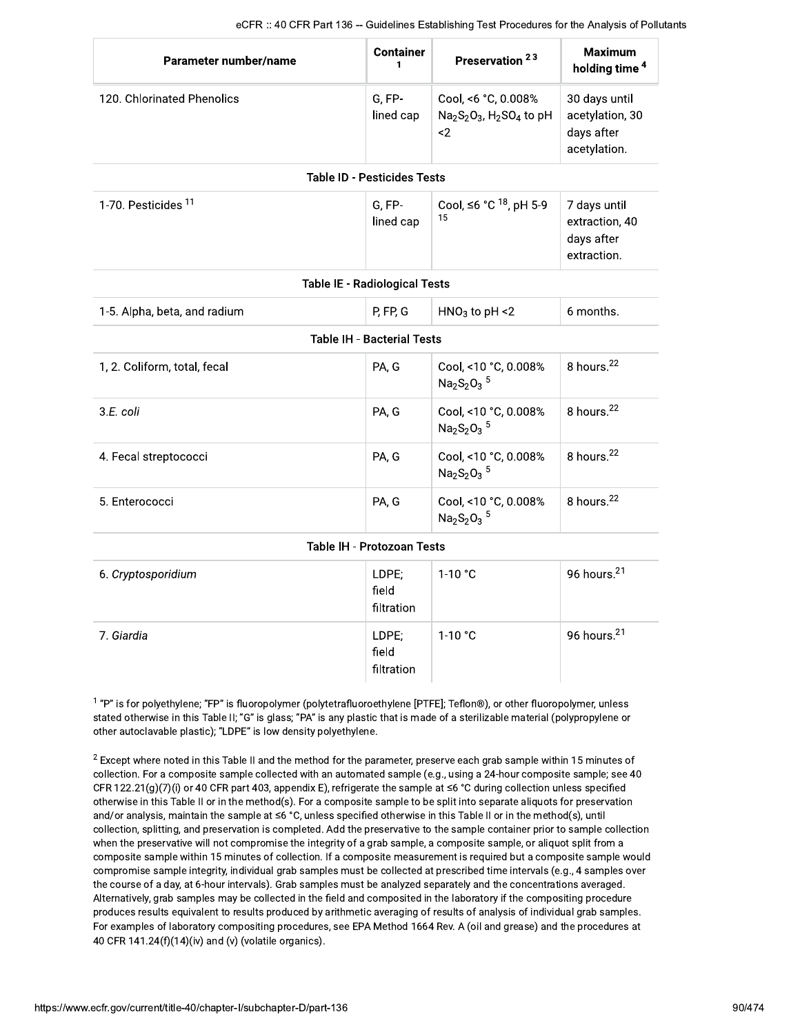| Parameter number/name | Container [1] | Preservation [2,3] | Maximum holding time [4] |
| --- | --- | --- | --- |
| 120. Chlorinated Phenolics | G, FP-lined cap | Cool, <6 °C, 0.008% $Na_2S_2O_3$, $H_2SO_4$ to pH <2 | 30 days until acetylation, 30 days after acetylation. |
| **Table ID - Pesticides Tests** | | | |
| 1-70. Pesticides [11] | G, FP-lined cap | Cool, ≤6 °C [18], pH 5-9 [15] | 7 days until extraction, 40 days after extraction. |
| **Table IE - Radiological Tests** | | | |
| 1-5. Alpha, beta, and radium | P, FP, G | $HNO_3$ to pH <2 | 6 months. |
| **Table IH - Bacterial Tests** | | | |
| 1, 2. Coliform, total, fecal | PA, G | Cool, <10 °C, 0.008% $Na_2S_2O_3$ [5] | 8 hours.[22] |
| 3. *E. coli* | PA, G | Cool, <10 °C, 0.008% $Na_2S_2O_3$ [5] | 8 hours.[22] |
| 4. Fecal streptococci | PA, G | Cool, <10 °C, 0.008% $Na_2S_2O_3$ [5] | 8 hours.[22] |
| 5. Enterococci | PA, G | Cool, <10 °C, 0.008% $Na_2S_2O_3$ [5] | 8 hours.[22] |
| **Table IH - Protozoan Tests** | | | |
| 6. *Cryptosporidium* | LDPE; field filtration | 1-10 °C | 96 hours.[21] |
| 7. *Giardia* | LDPE; field filtration | 1-10 °C | 96 hours.[21] |

[1] "P" is for polyethylene; "FP" is fluoropolymer (polytetrafluoroethylene [PTFE]; Teflon®), or other fluoropolymer, unless stated otherwise in this Table II; "G" is glass; "PA" is any plastic that is made of a sterilizable material (polypropylene or other autoclavable plastic); "LDPE" is low density polyethylene.

[2] Except where noted in this Table II and the method for the parameter, preserve each grab sample within 15 minutes of collection. For a composite sample collected with an automated sample (e.g., using a 24-hour composite sample; see 40 CFR 122.21(g)(7)(i) or 40 CFR part 403, appendix E), refrigerate the sample at ≤6 °C during collection unless specified otherwise in this Table II or in the method(s). For a composite sample to be split into separate aliquots for preservation and/or analysis, maintain the sample at ≤6 °C, unless specified otherwise in this Table II or in the method(s), until collection, splitting, and preservation is completed. Add the preservative to the sample container prior to sample collection when the preservative will not compromise the integrity of a grab sample, a composite sample, or aliquot split from a composite sample within 15 minutes of collection. If a composite measurement is required but a composite sample would compromise sample integrity, individual grab samples must be collected at prescribed time intervals (e.g., 4 samples over the course of a day, at 6-hour intervals). Grab samples must be analyzed separately and the concentrations averaged. Alternatively, grab samples may be collected in the field and composited in the laboratory if the compositing procedure produces results equivalent to results produced by arithmetic averaging of results of analysis of individual grab samples. For examples of laboratory compositing procedures, see EPA Method 1664 Rev. A (oil and grease) and the procedures at 40 CFR 141.24(f)(14)(iv) and (v) (volatile organics).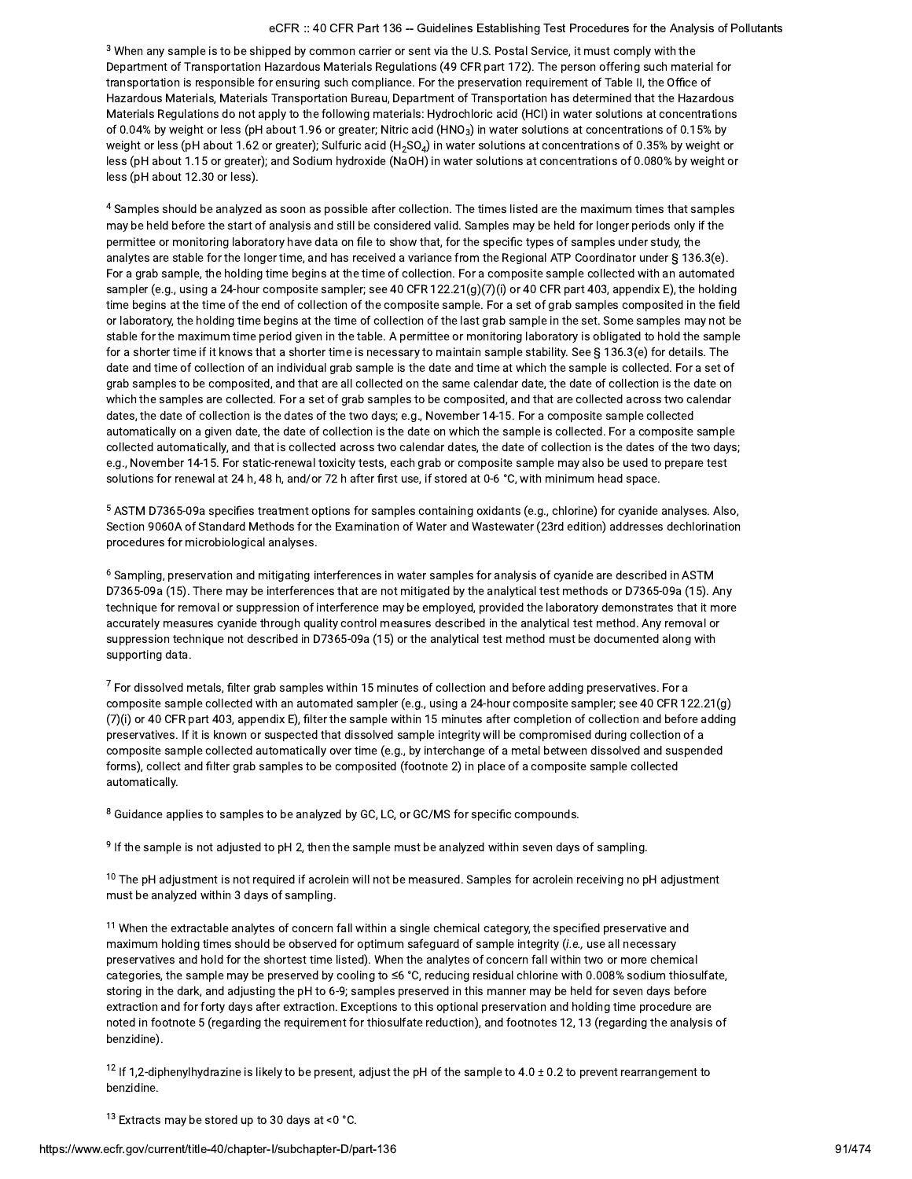[3] When any sample is to be shipped by common carrier or sent via the U.S. Postal Service, it must comply with the Department of Transportation Hazardous Materials Regulations (49 CFR part 172). The person offering such material for transportation is responsible for ensuring such compliance. For the preservation requirement of Table II, the Office of Hazardous Materials, Materials Transportation Bureau, Department of Transportation has determined that the Hazardous Materials Regulations do not apply to the following materials: Hydrochloric acid (HCl) in water solutions at concentrations of 0.04% by weight or less (pH about 1.96 or greater; Nitric acid ($HNO_3$) in water solutions at concentrations of 0.15% by weight or less (pH about 1.62 or greater); Sulfuric acid ($H_2SO_4$) in water solutions at concentrations of 0.35% by weight or less (pH about 1.15 or greater); and Sodium hydroxide (NaOH) in water solutions at concentrations of 0.080% by weight or less (pH about 12.30 or less).

[4] Samples should be analyzed as soon as possible after collection. The times listed are the maximum times that samples may be held before the start of analysis and still be considered valid. Samples may be held for longer periods only if the permittee or monitoring laboratory have data on file to show that, for the specific types of samples under study, the analytes are stable for the longer time, and has received a variance from the Regional ATP Coordinator under § 136.3(e). For a grab sample, the holding time begins at the time of collection. For a composite sample collected with an automated sampler (e.g., using a 24-hour composite sampler; see 40 CFR 122.21(g)(7)(i) or 40 CFR part 403, appendix E), the holding time begins at the time of the end of collection of the composite sample. For a set of grab samples composited in the field or laboratory, the holding time begins at the time of collection of the last grab sample in the set. Some samples may not be stable for the maximum time period given in the table. A permittee or monitoring laboratory is obligated to hold the sample for a shorter time if it knows that a shorter time is necessary to maintain sample stability. See § 136.3(e) for details. The date and time of collection of an individual grab sample is the date and time at which the sample is collected. For a set of grab samples to be composited, and that are all collected on the same calendar date, the date of collection is the date on which the samples are collected. For a set of grab samples to be composited, and that are collected across two calendar dates, the date of collection is the dates of the two days; e.g., November 14-15. For a composite sample collected automatically on a given date, the date of collection is the date on which the sample is collected. For a composite sample collected automatically, and that is collected across two calendar dates, the date of collection is the dates of the two days; e.g., November 14-15. For static-renewal toxicity tests, each grab or composite sample may also be used to prepare test solutions for renewal at 24 h, 48 h, and/or 72 h after first use, if stored at 0-6 °C, with minimum head space.

[5] ASTM D7365-09a specifies treatment options for samples containing oxidants (e.g., chlorine) for cyanide analyses. Also, Section 9060A of Standard Methods for the Examination of Water and Wastewater (23rd edition) addresses dechlorination procedures for microbiological analyses.

[6] Sampling, preservation and mitigating interferences in water samples for analysis of cyanide are described in ASTM D7365-09a (15). There may be interferences that are not mitigated by the analytical test methods or D7365-09a (15). Any technique for removal or suppression of interference may be employed, provided the laboratory demonstrates that it more accurately measures cyanide through quality control measures described in the analytical test method. Any removal or suppression technique not described in D7365-09a (15) or the analytical test method must be documented along with supporting data.

[7] For dissolved metals, filter grab samples within 15 minutes of collection and before adding preservatives. For a composite sample collected with an automated sampler (e.g., using a 24-hour composite sampler; see 40 CFR 122.21(g)(7)(i) or 40 CFR part 403, appendix E), filter the sample within 15 minutes after completion of collection and before adding preservatives. If it is known or suspected that dissolved sample integrity will be compromised during collection of a composite sample collected automatically over time (e.g., by interchange of a metal between dissolved and suspended forms), collect and filter grab samples to be composited (footnote 2) in place of a composite sample collected automatically.

[8] Guidance applies to samples to be analyzed by GC, LC, or GC/MS for specific compounds.

[9] If the sample is not adjusted to pH 2, then the sample must be analyzed within seven days of sampling.

[10] The pH adjustment is not required if acrolein will not be measured. Samples for acrolein receiving no pH adjustment must be analyzed within 3 days of sampling.

[11] When the extractable analytes of concern fall within a single chemical category, the specified preservative and maximum holding times should be observed for optimum safeguard of sample integrity (*i.e.,* use all necessary preservatives and hold for the shortest time listed). When the analytes of concern fall within two or more chemical categories, the sample may be preserved by cooling to ≤6 °C, reducing residual chlorine with 0.008% sodium thiosulfate, storing in the dark, and adjusting the pH to 6-9; samples preserved in this manner may be held for seven days before extraction and for forty days after extraction. Exceptions to this optional preservation and holding time procedure are noted in footnote 5 (regarding the requirement for thiosulfate reduction), and footnotes 12, 13 (regarding the analysis of benzidine).

[12] If 1,2-diphenylhydrazine is likely to be present, adjust the pH of the sample to 4.0 ± 0.2 to prevent rearrangement to benzidine.

[13] Extracts may be stored up to 30 days at <0 °C.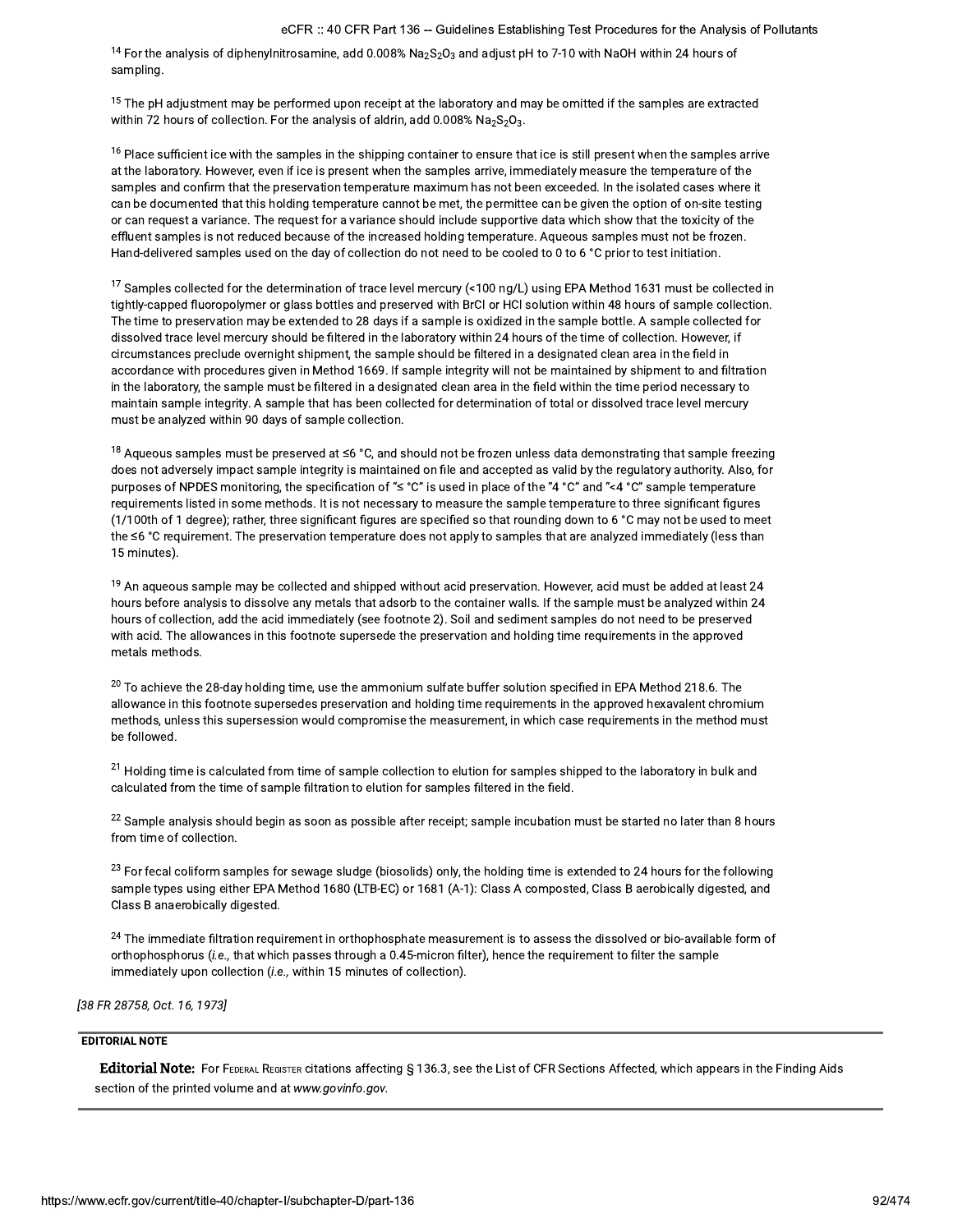[14] For the analysis of diphenylnitrosamine, add 0.008% $Na_2S_2O_3$ and adjust pH to 7-10 with NaOH within 24 hours of sampling.

[15] The pH adjustment may be performed upon receipt at the laboratory and may be omitted if the samples are extracted within 72 hours of collection. For the analysis of aldrin, add 0.008% $Na_2S_2O_3$.

[16] Place sufficient ice with the samples in the shipping container to ensure that ice is still present when the samples arrive at the laboratory. However, even if ice is present when the samples arrive, immediately measure the temperature of the samples and confirm that the preservation temperature maximum has not been exceeded. In the isolated cases where it can be documented that this holding temperature cannot be met, the permittee can be given the option of on-site testing or can request a variance. The request for a variance should include supportive data which show that the toxicity of the effluent samples is not reduced because of the increased holding temperature. Aqueous samples must not be frozen. Hand-delivered samples used on the day of collection do not need to be cooled to 0 to 6 °C prior to test initiation.

[17] Samples collected for the determination of trace level mercury (<100 ng/L) using EPA Method 1631 must be collected in tightly-capped fluoropolymer or glass bottles and preserved with BrCl or HCl solution within 48 hours of sample collection. The time to preservation may be extended to 28 days if a sample is oxidized in the sample bottle. A sample collected for dissolved trace level mercury should be filtered in the laboratory within 24 hours of the time of collection. However, if circumstances preclude overnight shipment, the sample should be filtered in a designated clean area in the field in accordance with procedures given in Method 1669. If sample integrity will not be maintained by shipment to and filtration in the laboratory, the sample must be filtered in a designated clean area in the field within the time period necessary to maintain sample integrity. A sample that has been collected for determination of total or dissolved trace level mercury must be analyzed within 90 days of sample collection.

[18] Aqueous samples must be preserved at ≤6 °C, and should not be frozen unless data demonstrating that sample freezing does not adversely impact sample integrity is maintained on file and accepted as valid by the regulatory authority. Also, for purposes of NPDES monitoring, the specification of "≤ °C" is used in place of the "4 °C" and "<4 °C" sample temperature requirements listed in some methods. It is not necessary to measure the sample temperature to three significant figures (1/100th of 1 degree); rather, three significant figures are specified so that rounding down to 6 °C may not be used to meet the ≤6 °C requirement. The preservation temperature does not apply to samples that are analyzed immediately (less than 15 minutes).

[19] An aqueous sample may be collected and shipped without acid preservation. However, acid must be added at least 24 hours before analysis to dissolve any metals that adsorb to the container walls. If the sample must be analyzed within 24 hours of collection, add the acid immediately (see footnote 2). Soil and sediment samples do not need to be preserved with acid. The allowances in this footnote supersede the preservation and holding time requirements in the approved metals methods.

[20] To achieve the 28-day holding time, use the ammonium sulfate buffer solution specified in EPA Method 218.6. The allowance in this footnote supersedes preservation and holding time requirements in the approved hexavalent chromium methods, unless this supersession would compromise the measurement, in which case requirements in the method must be followed.

[21] Holding time is calculated from time of sample collection to elution for samples shipped to the laboratory in bulk and calculated from the time of sample filtration to elution for samples filtered in the field.

[22] Sample analysis should begin as soon as possible after receipt; sample incubation must be started no later than 8 hours from time of collection.

[23] For fecal coliform samples for sewage sludge (biosolids) only, the holding time is extended to 24 hours for the following sample types using either EPA Method 1680 (LTB-EC) or 1681 (A-1): Class A composted, Class B aerobically digested, and Class B anaerobically digested.

[24] The immediate filtration requirement in orthophosphate measurement is to assess the dissolved or bio-available form of orthophosphorus (*i.e.,* that which passes through a 0.45-micron filter), hence the requirement to filter the sample immediately upon collection (*i.e.,* within 15 minutes of collection).

*[38 FR 28758, Oct. 16, 1973]*

**EDITORIAL NOTE**

**Editorial Note:** For Federal Register citations affecting § 136.3, see the List of CFR Sections Affected, which appears in the Finding Aids section of the printed volume and at *www.govinfo.gov.*